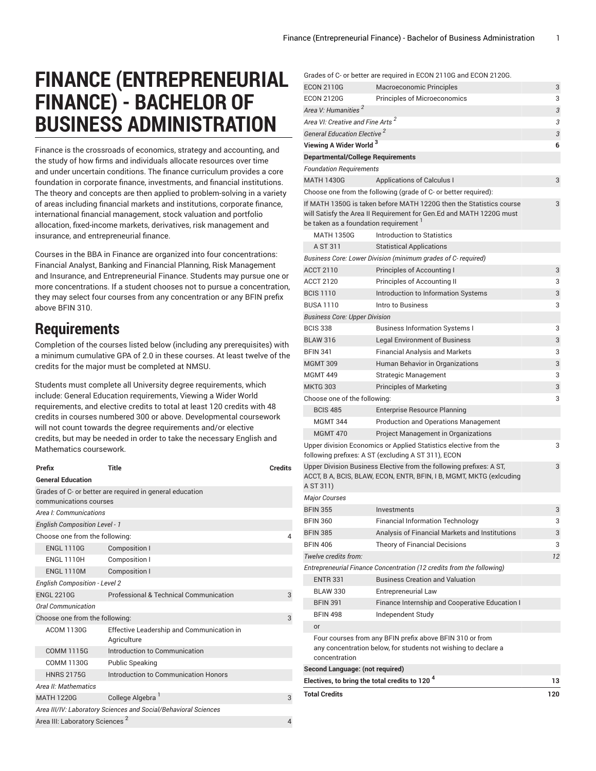# FINANCE (ENTREPRENEURIAL FINANCE) - BACHELOR OF BUSINESS ADMINISTRATION

Finance is the crossroads of economics, strategy and accounting, and the study of how firms and individuals allocate resources over time and under uncertain conditions. The finance curriculum provides a core foundation in corporate finance, investments, and financial institutions. The theory and concepts are then applied to problem-solving in a variety of areas including financial markets and institutions, corporate finance, international financial management, stock valuation and portfolio allocation, fixed-income markets, derivatives, risk management and insurance, and entrepreneurial finance.

Courses in the BBA in Finance are organized into four concentrations: Financial Analyst, Banking and Financial Planning, Risk Management and Insurance, and Entrepreneurial Finance. Students may pursue one or more concentrations. If a student chooses not to pursue a concentration, they may select four courses from any concentration or any BFIN prefix above BFIN 310.

## Requirements

Completion of the courses listed below (including any prerequisites) with a minimum cumulative GPA of 2.0 in these courses. At least twelve of the credits for the major must be completed at NMSU.

Students must complete all University degree requirements, which include: General Education requirements, Viewing a Wider World requirements, and elective credits to total at least 120 credits with 48 credits in courses numbered 300 or above. Developmental coursework will not count towards the degree requirements and/or elective credits, but may be needed in order to take the necessary English and Mathematics coursework.

| Prefix | Title | Credits |
|---|---|---|
| **General Education** | | |
| Grades of C- or better are required in general education communications courses | | |
| *Area I: Communications* | | |
| *English Composition Level - 1* | | |
| Choose one from the following: | | 4 |
| ENGL 1110G | Composition I | |
| ENGL 1110H | Composition I | |
| ENGL 1110M | Composition I | |
| *English Composition - Level 2* | | |
| ENGL 2210G | Professional & Technical Communication | 3 |
| *Oral Communication* | | |
| Choose one from the following: | | 3 |
| ACOM 1130G | Effective Leadership and Communication in Agriculture | |
| COMM 1115G | Introduction to Communication | |
| COMM 1130G | Public Speaking | |
| HNRS 2175G | Introduction to Communication Honors | |
| *Area II: Mathematics* | | |
| MATH 1220G | College Algebra [1] | 3 |
| *Area III/IV: Laboratory Sciences and Social/Behavioral Sciences* | | |
| Area III: Laboratory Sciences [2] | | 4 |
| Grades of C- or better are required in ECON 2110G and ECON 2120G. | | |
| ECON 2110G | Macroeconomic Principles | 3 |
| ECON 2120G | Principles of Microeconomics | 3 |
| *Area V: Humanities [2]* | | *3* |
| *Area VI: Creative and Fine Arts [2]* | | *3* |
| *General Education Elective [2]* | | *3* |
| **Viewing A Wider World [3]** | | **6** |
| **Departmental/College Requirements** | | |
| *Foundation Requirements* | | |
| MATH 1430G | Applications of Calculus I | 3 |
| Choose one from the following (grade of C- or better required): | | |
| If MATH 1350G is taken before MATH 1220G then the Statistics course will Satisfy the Area II Requirement for Gen.Ed and MATH 1220G must be taken as a foundation requirement [1] | | 3 |
| MATH 1350G | Introduction to Statistics | |
| A ST 311 | Statistical Applications | |
| *Business Core: Lower Division (minimum grades of C- required)* | | |
| ACCT 2110 | Principles of Accounting I | 3 |
| ACCT 2120 | Principles of Accounting II | 3 |
| BCIS 1110 | Introduction to Information Systems | 3 |
| BUSA 1110 | Intro to Business | 3 |
| *Business Core: Upper Division* | | |
| BCIS 338 | Business Information Systems I | 3 |
| BLAW 316 | Legal Environment of Business | 3 |
| BFIN 341 | Financial Analysis and Markets | 3 |
| MGMT 309 | Human Behavior in Organizations | 3 |
| MGMT 449 | Strategic Management | 3 |
| MKTG 303 | Principles of Marketing | 3 |
| Choose one of the following: | | 3 |
| BCIS 485 | Enterprise Resource Planning | |
| MGMT 344 | Production and Operations Management | |
| MGMT 470 | Project Management in Organizations | |
| Upper division Economics or Applied Statistics elective from the following prefixes: A ST (excluding A ST 311), ECON | | 3 |
| Upper Division Business Elective from the following prefixes: A ST, ACCT, B A, BCIS, BLAW, ECON, ENTR, BFIN, I B, MGMT, MKTG (exlcuding A ST 311) | | 3 |
| *Major Courses* | | |
| BFIN 355 | Investments | 3 |
| BFIN 360 | Financial Information Technology | 3 |
| BFIN 385 | Analysis of Financial Markets and Institutions | 3 |
| BFIN 406 | Theory of Financial Decisions | 3 |
| *Twelve credits from:* | | *12* |
| *Entrepreneurial Finance Concentration (12 credits from the following)* | | |
| ENTR 331 | Business Creation and Valuation | |
| BLAW 330 | Entrepreneurial Law | |
| BFIN 391 | Finance Internship and Cooperative Education I | |
| BFIN 498 | Independent Study | |
| or | | |
| Four courses from any BFIN prefix above BFIN 310 or from any concentration below, for students not wishing to declare a concentration | | |
| **Second Language: (not required)** | | |
| **Electives, to bring the total credits to 120 [4]** | | **13** |
| **Total Credits** | | **120** |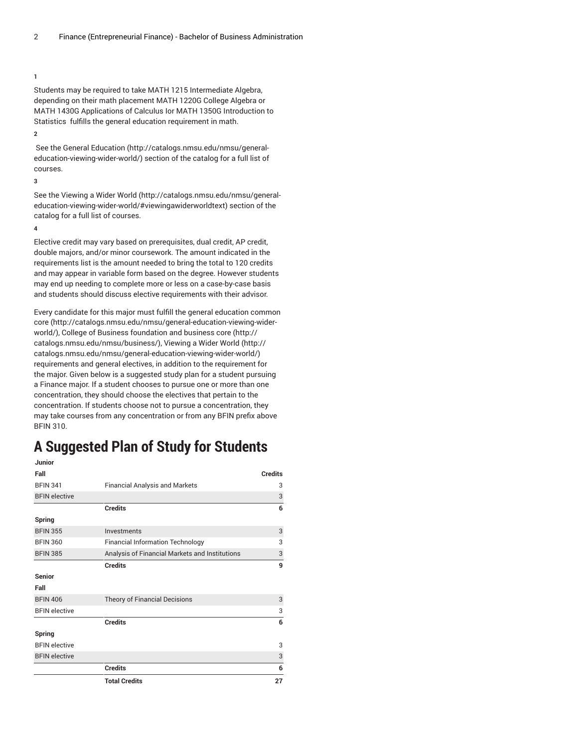1

Students may be required to take MATH 1215 Intermediate Algebra, depending on their math placement MATH 1220G College Algebra or MATH 1430G Applications of Calculus Ior MATH 1350G Introduction to Statistics  fulfills the general education requirement in math.

2

See the General Education (http://catalogs.nmsu.edu/nmsu/general-education-viewing-wider-world/) section of the catalog for a full list of courses.

3

See the Viewing a Wider World (http://catalogs.nmsu.edu/nmsu/general-education-viewing-wider-world/#viewingawiderworldtext) section of the catalog for a full list of courses.

4

Elective credit may vary based on prerequisites, dual credit, AP credit, double majors, and/or minor coursework. The amount indicated in the requirements list is the amount needed to bring the total to 120 credits and may appear in variable form based on the degree. However students may end up needing to complete more or less on a case-by-case basis and students should discuss elective requirements with their advisor.

Every candidate for this major must fulfill the general education common core (http://catalogs.nmsu.edu/nmsu/general-education-viewing-wider-world/), College of Business foundation and business core (http://catalogs.nmsu.edu/nmsu/business/), Viewing a Wider World (http://catalogs.nmsu.edu/nmsu/general-education-viewing-wider-world/) requirements and general electives, in addition to the requirement for the major. Given below is a suggested study plan for a student pursuing a Finance major. If a student chooses to pursue one or more than one concentration, they should choose the electives that pertain to the concentration. If students choose not to pursue a concentration, they may take courses from any concentration or from any BFIN prefix above BFIN 310.

## A Suggested Plan of Study for Students

| | | |
|---|---|---|
| **Junior** | | |
| **Fall** | | **Credits** |
| BFIN 341 | Financial Analysis and Markets | 3 |
| BFIN elective | | 3 |
| | **Credits** | **6** |
| **Spring** | | |
| BFIN 355 | Investments | 3 |
| BFIN 360 | Financial Information Technology | 3 |
| BFIN 385 | Analysis of Financial Markets and Institutions | 3 |
| | **Credits** | **9** |
| **Senior** | | |
| **Fall** | | |
| BFIN 406 | Theory of Financial Decisions | 3 |
| BFIN elective | | 3 |
| | **Credits** | **6** |
| **Spring** | | |
| BFIN elective | | 3 |
| BFIN elective | | 3 |
| | **Credits** | **6** |
| | **Total Credits** | **27** |